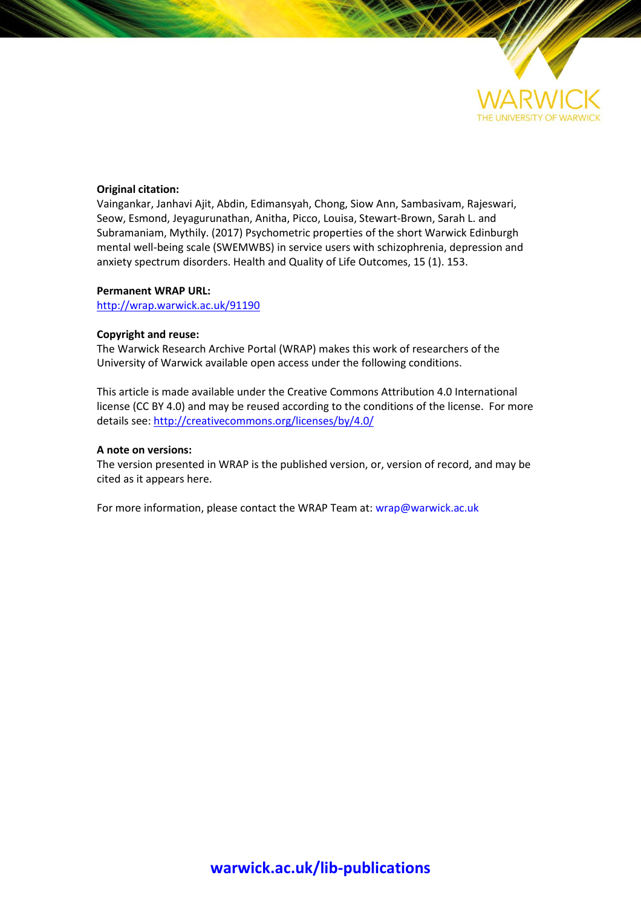**Original citation:**
Vaingankar, Janhavi Ajit, Abdin, Edimansyah, Chong, Siow Ann, Sambasivam, Rajeswari, Seow, Esmond, Jeyagurunathan, Anitha, Picco, Louisa, Stewart-Brown, Sarah L. and Subramaniam, Mythily. (2017) Psychometric properties of the short Warwick Edinburgh mental well-being scale (SWEMWBS) in service users with schizophrenia, depression and anxiety spectrum disorders. Health and Quality of Life Outcomes, 15 (1). 153.

**Permanent WRAP URL:**
http://wrap.warwick.ac.uk/91190

**Copyright and reuse:**
The Warwick Research Archive Portal (WRAP) makes this work of researchers of the University of Warwick available open access under the following conditions.

This article is made available under the Creative Commons Attribution 4.0 International license (CC BY 4.0) and may be reused according to the conditions of the license. For more details see: http://creativecommons.org/licenses/by/4.0/

**A note on versions:**
The version presented in WRAP is the published version, or, version of record, and may be cited as it appears here.

For more information, please contact the WRAP Team at: wrap@warwick.ac.uk

warwick.ac.uk/lib-publications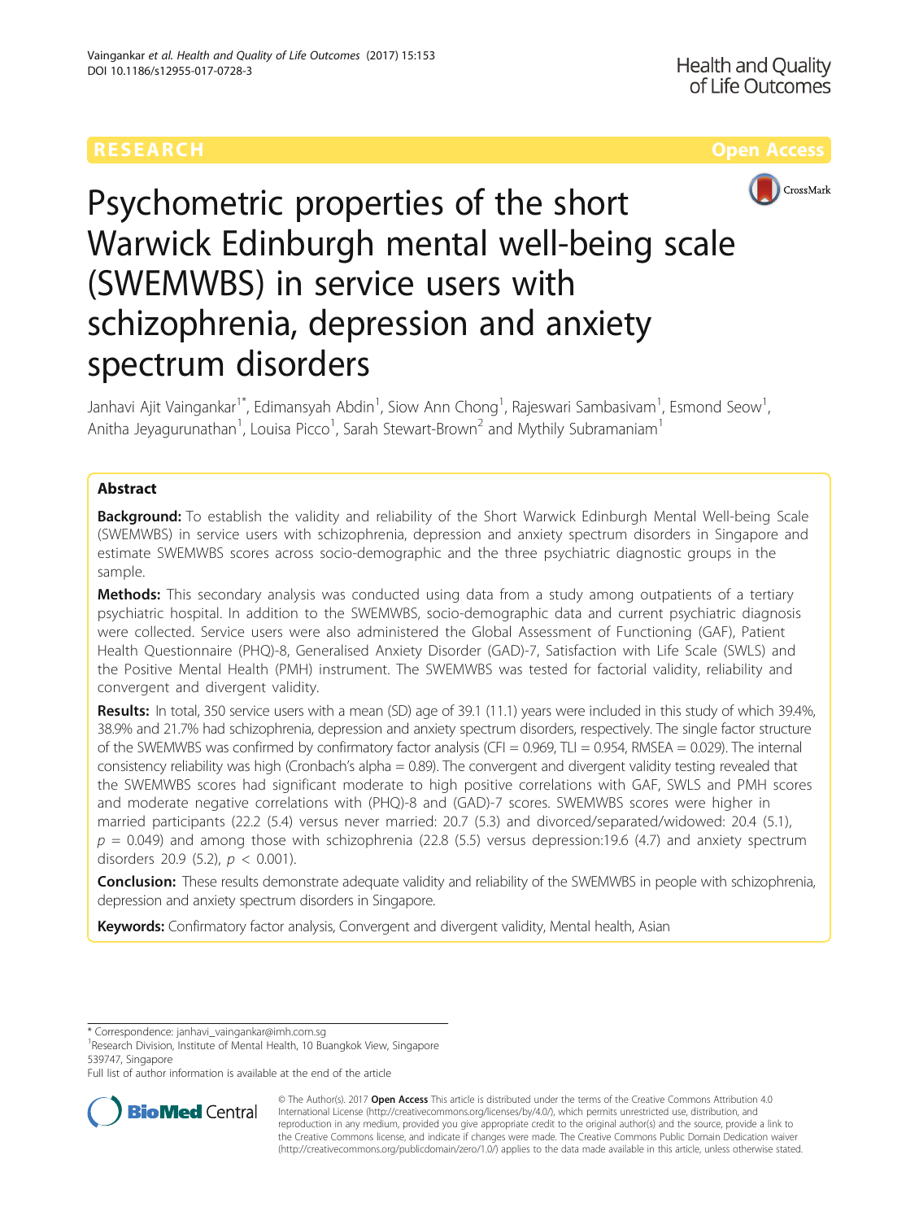# Psychometric properties of the short Warwick Edinburgh mental well-being scale (SWEMWBS) in service users with schizophrenia, depression and anxiety spectrum disorders

Janhavi Ajit Vaingankar[1*], Edimansyah Abdin[1], Siow Ann Chong[1], Rajeswari Sambasivam[1], Esmond Seow[1], Anitha Jeyagurunathan[1], Louisa Picco[1], Sarah Stewart-Brown[2] and Mythily Subramaniam[1]

## Abstract

**Background:** To establish the validity and reliability of the Short Warwick Edinburgh Mental Well-being Scale (SWEMWBS) in service users with schizophrenia, depression and anxiety spectrum disorders in Singapore and estimate SWEMWBS scores across socio-demographic and the three psychiatric diagnostic groups in the sample.

**Methods:** This secondary analysis was conducted using data from a study among outpatients of a tertiary psychiatric hospital. In addition to the SWEMWBS, socio-demographic data and current psychiatric diagnosis were collected. Service users were also administered the Global Assessment of Functioning (GAF), Patient Health Questionnaire (PHQ)-8, Generalised Anxiety Disorder (GAD)-7, Satisfaction with Life Scale (SWLS) and the Positive Mental Health (PMH) instrument. The SWEMWBS was tested for factorial validity, reliability and convergent and divergent validity.

**Results:** In total, 350 service users with a mean (SD) age of 39.1 (11.1) years were included in this study of which 39.4%, 38.9% and 21.7% had schizophrenia, depression and anxiety spectrum disorders, respectively. The single factor structure of the SWEMWBS was confirmed by confirmatory factor analysis (CFI = 0.969, TLI = 0.954, RMSEA = 0.029). The internal consistency reliability was high (Cronbach's alpha = 0.89). The convergent and divergent validity testing revealed that the SWEMWBS scores had significant moderate to high positive correlations with GAF, SWLS and PMH scores and moderate negative correlations with (PHQ)-8 and (GAD)-7 scores. SWEMWBS scores were higher in married participants (22.2 (5.4) versus never married: 20.7 (5.3) and divorced/separated/widowed: 20.4 (5.1), $p$ = 0.049) and among those with schizophrenia (22.8 (5.5) versus depression:19.6 (4.7) and anxiety spectrum disorders 20.9 (5.2), $p$ < 0.001).

**Conclusion:** These results demonstrate adequate validity and reliability of the SWEMWBS in people with schizophrenia, depression and anxiety spectrum disorders in Singapore.

**Keywords:** Confirmatory factor analysis, Convergent and divergent validity, Mental health, Asian

---

\* Correspondence: janhavi_vaingankar@imh.com.sg
[1]Research Division, Institute of Mental Health, 10 Buangkok View, Singapore 539747, Singapore
Full list of author information is available at the end of the article

© The Author(s). 2017 **Open Access** This article is distributed under the terms of the Creative Commons Attribution 4.0 International License (http://creativecommons.org/licenses/by/4.0/), which permits unrestricted use, distribution, and reproduction in any medium, provided you give appropriate credit to the original author(s) and the source, provide a link to the Creative Commons license, and indicate if changes were made. The Creative Commons Public Domain Dedication waiver (http://creativecommons.org/publicdomain/zero/1.0/) applies to the data made available in this article, unless otherwise stated.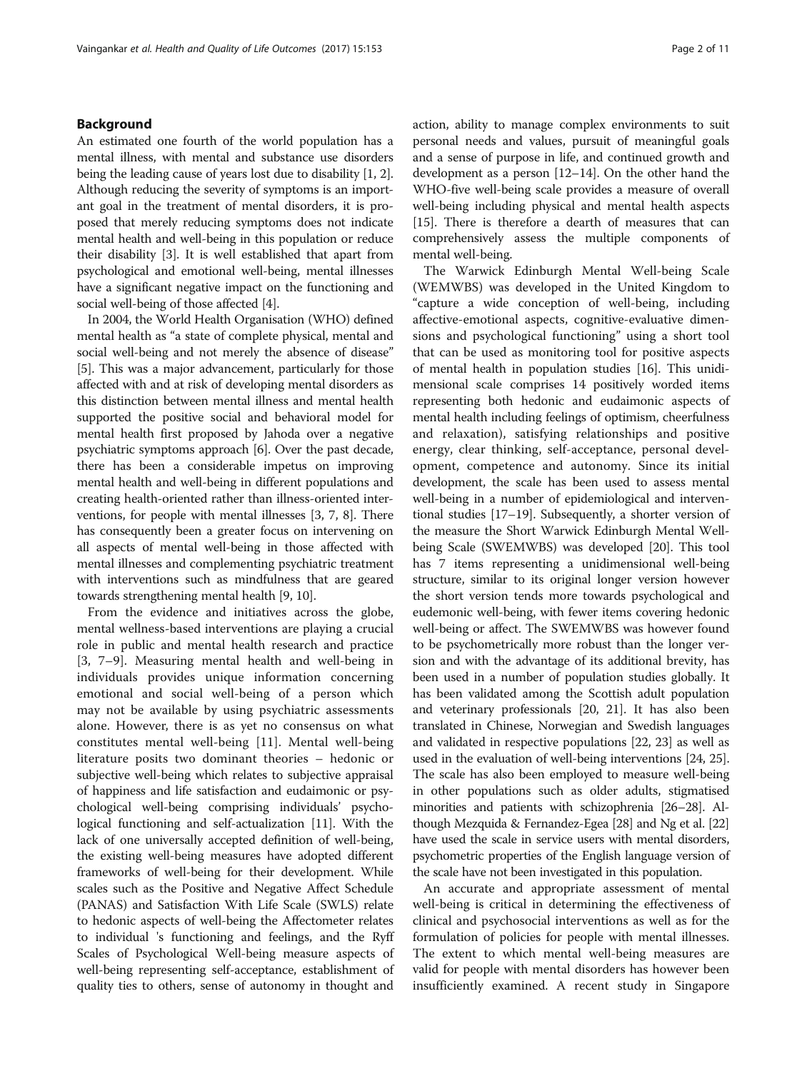## Background

An estimated one fourth of the world population has a mental illness, with mental and substance use disorders being the leading cause of years lost due to disability [1, 2]. Although reducing the severity of symptoms is an important goal in the treatment of mental disorders, it is proposed that merely reducing symptoms does not indicate mental health and well-being in this population or reduce their disability [3]. It is well established that apart from psychological and emotional well-being, mental illnesses have a significant negative impact on the functioning and social well-being of those affected [4].

In 2004, the World Health Organisation (WHO) defined mental health as "a state of complete physical, mental and social well-being and not merely the absence of disease" [5]. This was a major advancement, particularly for those affected with and at risk of developing mental disorders as this distinction between mental illness and mental health supported the positive social and behavioral model for mental health first proposed by Jahoda over a negative psychiatric symptoms approach [6]. Over the past decade, there has been a considerable impetus on improving mental health and well-being in different populations and creating health-oriented rather than illness-oriented interventions, for people with mental illnesses [3, 7, 8]. There has consequently been a greater focus on intervening on all aspects of mental well-being in those affected with mental illnesses and complementing psychiatric treatment with interventions such as mindfulness that are geared towards strengthening mental health [9, 10].

From the evidence and initiatives across the globe, mental wellness-based interventions are playing a crucial role in public and mental health research and practice [3, 7–9]. Measuring mental health and well-being in individuals provides unique information concerning emotional and social well-being of a person which may not be available by using psychiatric assessments alone. However, there is as yet no consensus on what constitutes mental well-being [11]. Mental well-being literature posits two dominant theories – hedonic or subjective well-being which relates to subjective appraisal of happiness and life satisfaction and eudaimonic or psychological well-being comprising individuals' psychological functioning and self-actualization [11]. With the lack of one universally accepted definition of well-being, the existing well-being measures have adopted different frameworks of well-being for their development. While scales such as the Positive and Negative Affect Schedule (PANAS) and Satisfaction With Life Scale (SWLS) relate to hedonic aspects of well-being the Affectometer relates to individual 's functioning and feelings, and the Ryff Scales of Psychological Well-being measure aspects of well-being representing self-acceptance, establishment of quality ties to others, sense of autonomy in thought and action, ability to manage complex environments to suit personal needs and values, pursuit of meaningful goals and a sense of purpose in life, and continued growth and development as a person [12–14]. On the other hand the WHO-five well-being scale provides a measure of overall well-being including physical and mental health aspects [15]. There is therefore a dearth of measures that can comprehensively assess the multiple components of mental well-being.

The Warwick Edinburgh Mental Well-being Scale (WEMWBS) was developed in the United Kingdom to "capture a wide conception of well-being, including affective-emotional aspects, cognitive-evaluative dimensions and psychological functioning" using a short tool that can be used as monitoring tool for positive aspects of mental health in population studies [16]. This unidimensional scale comprises 14 positively worded items representing both hedonic and eudaimonic aspects of mental health including feelings of optimism, cheerfulness and relaxation), satisfying relationships and positive energy, clear thinking, self-acceptance, personal development, competence and autonomy. Since its initial development, the scale has been used to assess mental well-being in a number of epidemiological and interventional studies [17–19]. Subsequently, a shorter version of the measure the Short Warwick Edinburgh Mental Well-being Scale (SWEMWBS) was developed [20]. This tool has 7 items representing a unidimensional well-being structure, similar to its original longer version however the short version tends more towards psychological and eudemonic well-being, with fewer items covering hedonic well-being or affect. The SWEMWBS was however found to be psychometrically more robust than the longer version and with the advantage of its additional brevity, has been used in a number of population studies globally. It has been validated among the Scottish adult population and veterinary professionals [20, 21]. It has also been translated in Chinese, Norwegian and Swedish languages and validated in respective populations [22, 23] as well as used in the evaluation of well-being interventions [24, 25]. The scale has also been employed to measure well-being in other populations such as older adults, stigmatised minorities and patients with schizophrenia [26–28]. Although Mezquida & Fernandez-Egea [28] and Ng et al. [22] have used the scale in service users with mental disorders, psychometric properties of the English language version of the scale have not been investigated in this population.

An accurate and appropriate assessment of mental well-being is critical in determining the effectiveness of clinical and psychosocial interventions as well as for the formulation of policies for people with mental illnesses. The extent to which mental well-being measures are valid for people with mental disorders has however been insufficiently examined. A recent study in Singapore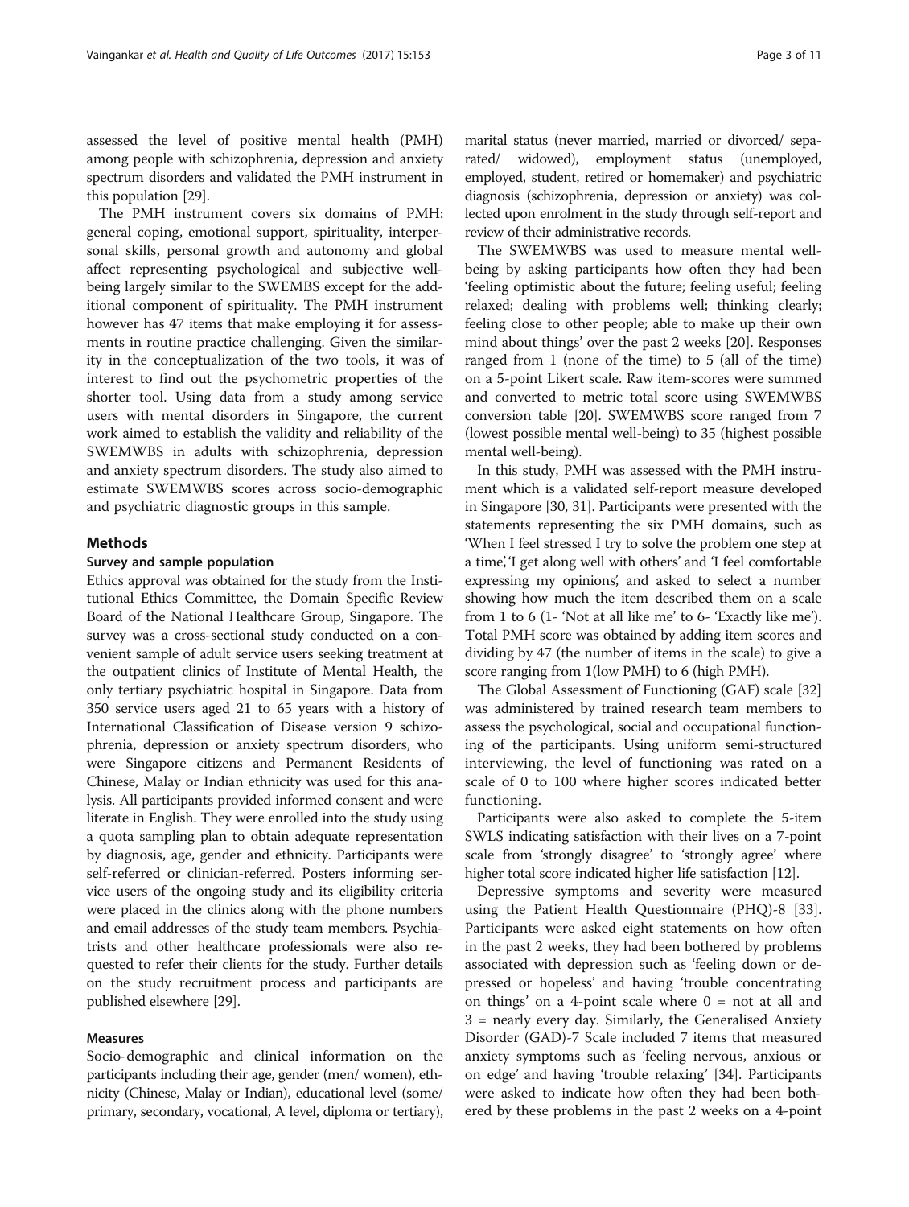assessed the level of positive mental health (PMH) among people with schizophrenia, depression and anxiety spectrum disorders and validated the PMH instrument in this population [29].

The PMH instrument covers six domains of PMH: general coping, emotional support, spirituality, interpersonal skills, personal growth and autonomy and global affect representing psychological and subjective well-being largely similar to the SWEMBS except for the additional component of spirituality. The PMH instrument however has 47 items that make employing it for assessments in routine practice challenging. Given the similarity in the conceptualization of the two tools, it was of interest to find out the psychometric properties of the shorter tool. Using data from a study among service users with mental disorders in Singapore, the current work aimed to establish the validity and reliability of the SWEMWBS in adults with schizophrenia, depression and anxiety spectrum disorders. The study also aimed to estimate SWEMWBS scores across socio-demographic and psychiatric diagnostic groups in this sample.

## Methods

### Survey and sample population

Ethics approval was obtained for the study from the Institutional Ethics Committee, the Domain Specific Review Board of the National Healthcare Group, Singapore. The survey was a cross-sectional study conducted on a convenient sample of adult service users seeking treatment at the outpatient clinics of Institute of Mental Health, the only tertiary psychiatric hospital in Singapore. Data from 350 service users aged 21 to 65 years with a history of International Classification of Disease version 9 schizophrenia, depression or anxiety spectrum disorders, who were Singapore citizens and Permanent Residents of Chinese, Malay or Indian ethnicity was used for this analysis. All participants provided informed consent and were literate in English. They were enrolled into the study using a quota sampling plan to obtain adequate representation by diagnosis, age, gender and ethnicity. Participants were self-referred or clinician-referred. Posters informing service users of the ongoing study and its eligibility criteria were placed in the clinics along with the phone numbers and email addresses of the study team members. Psychiatrists and other healthcare professionals were also requested to refer their clients for the study. Further details on the study recruitment process and participants are published elsewhere [29].

### Measures

Socio-demographic and clinical information on the participants including their age, gender (men/ women), ethnicity (Chinese, Malay or Indian), educational level (some/ primary, secondary, vocational, A level, diploma or tertiary), marital status (never married, married or divorced/ separated/ widowed), employment status (unemployed, employed, student, retired or homemaker) and psychiatric diagnosis (schizophrenia, depression or anxiety) was collected upon enrolment in the study through self-report and review of their administrative records.

The SWEMWBS was used to measure mental well-being by asking participants how often they had been 'feeling optimistic about the future; feeling useful; feeling relaxed; dealing with problems well; thinking clearly; feeling close to other people; able to make up their own mind about things' over the past 2 weeks [20]. Responses ranged from 1 (none of the time) to 5 (all of the time) on a 5-point Likert scale. Raw item-scores were summed and converted to metric total score using SWEMWBS conversion table [20]. SWEMWBS score ranged from 7 (lowest possible mental well-being) to 35 (highest possible mental well-being).

In this study, PMH was assessed with the PMH instrument which is a validated self-report measure developed in Singapore [30, 31]. Participants were presented with the statements representing the six PMH domains, such as 'When I feel stressed I try to solve the problem one step at a time', 'I get along well with others' and 'I feel comfortable expressing my opinions', and asked to select a number showing how much the item described them on a scale from 1 to 6 (1- 'Not at all like me' to 6- 'Exactly like me'). Total PMH score was obtained by adding item scores and dividing by 47 (the number of items in the scale) to give a score ranging from 1(low PMH) to 6 (high PMH).

The Global Assessment of Functioning (GAF) scale [32] was administered by trained research team members to assess the psychological, social and occupational functioning of the participants. Using uniform semi-structured interviewing, the level of functioning was rated on a scale of 0 to 100 where higher scores indicated better functioning.

Participants were also asked to complete the 5-item SWLS indicating satisfaction with their lives on a 7-point scale from 'strongly disagree' to 'strongly agree' where higher total score indicated higher life satisfaction [12].

Depressive symptoms and severity were measured using the Patient Health Questionnaire (PHQ)-8 [33]. Participants were asked eight statements on how often in the past 2 weeks, they had been bothered by problems associated with depression such as 'feeling down or depressed or hopeless' and having 'trouble concentrating on things' on a 4-point scale where 0 = not at all and 3 = nearly every day. Similarly, the Generalised Anxiety Disorder (GAD)-7 Scale included 7 items that measured anxiety symptoms such as 'feeling nervous, anxious or on edge' and having 'trouble relaxing' [34]. Participants were asked to indicate how often they had been bothered by these problems in the past 2 weeks on a 4-point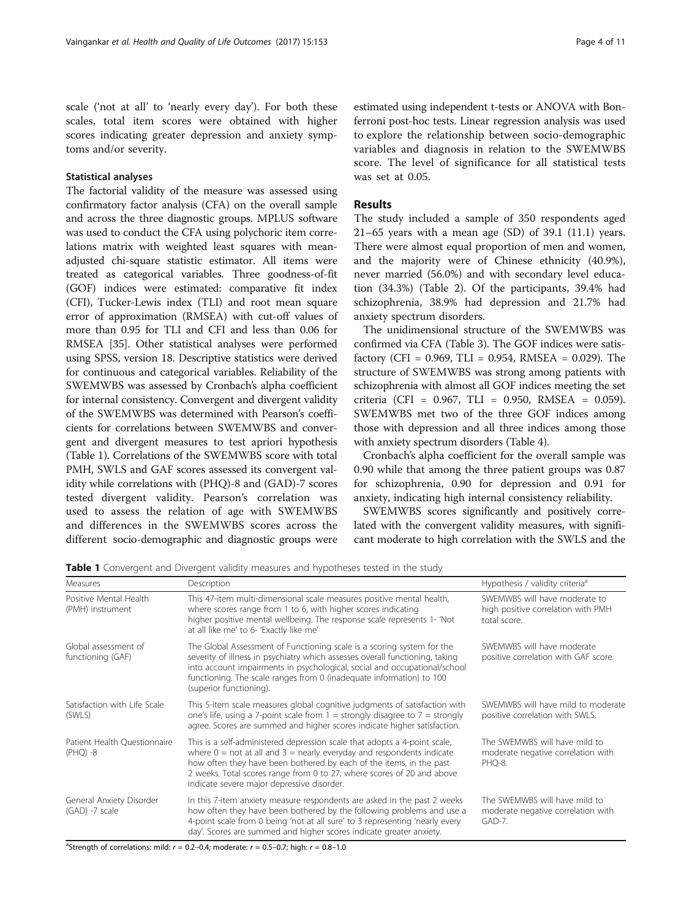scale ('not at all' to 'nearly every day'). For both these scales, total item scores were obtained with higher scores indicating greater depression and anxiety symptoms and/or severity.

### Statistical analyses

The factorial validity of the measure was assessed using confirmatory factor analysis (CFA) on the overall sample and across the three diagnostic groups. MPLUS software was used to conduct the CFA using polychoric item correlations matrix with weighted least squares with mean-adjusted chi-square statistic estimator. All items were treated as categorical variables. Three goodness-of-fit (GOF) indices were estimated: comparative fit index (CFI), Tucker-Lewis index (TLI) and root mean square error of approximation (RMSEA) with cut-off values of more than 0.95 for TLI and CFI and less than 0.06 for RMSEA [35]. Other statistical analyses were performed using SPSS, version 18. Descriptive statistics were derived for continuous and categorical variables. Reliability of the SWEMWBS was assessed by Cronbach's alpha coefficient for internal consistency. Convergent and divergent validity of the SWEMWBS was determined with Pearson's coefficients for correlations between SWEMWBS and convergent and divergent measures to test apriori hypothesis (Table 1). Correlations of the SWEMWBS score with total PMH, SWLS and GAF scores assessed its convergent validity while correlations with (PHQ)-8 and (GAD)-7 scores tested divergent validity. Pearson's correlation was used to assess the relation of age with SWEMWBS and differences in the SWEMWBS scores across the different socio-demographic and diagnostic groups were estimated using independent t-tests or ANOVA with Bonferroni post-hoc tests. Linear regression analysis was used to explore the relationship between socio-demographic variables and diagnosis in relation to the SWEMWBS score. The level of significance for all statistical tests was set at 0.05.

## Results

The study included a sample of 350 respondents aged 21–65 years with a mean age (SD) of 39.1 (11.1) years. There were almost equal proportion of men and women, and the majority were of Chinese ethnicity (40.9%), never married (56.0%) and with secondary level education (34.3%) (Table 2). Of the participants, 39.4% had schizophrenia, 38.9% had depression and 21.7% had anxiety spectrum disorders.

The unidimensional structure of the SWEMWBS was confirmed via CFA (Table 3). The GOF indices were satisfactory (CFI = 0.969, TLI = 0.954, RMSEA = 0.029). The structure of SWEMWBS was strong among patients with schizophrenia with almost all GOF indices meeting the set criteria (CFI = 0.967, TLI = 0.950, RMSEA = 0.059). SWEMWBS met two of the three GOF indices among those with depression and all three indices among those with anxiety spectrum disorders (Table 4).

Cronbach's alpha coefficient for the overall sample was 0.90 while that among the three patient groups was 0.87 for schizophrenia, 0.90 for depression and 0.91 for anxiety, indicating high internal consistency reliability.

SWEMWBS scores significantly and positively correlated with the convergent validity measures, with significant moderate to high correlation with the SWLS and the

**Table 1** Convergent and Divergent validity measures and hypotheses tested in the study

| Measures | Description | Hypothesis / validity criteria[a] |
|---|---|---|
| Positive Mental Health (PMH) instrument | This 47-item multi-dimensional scale measures positive mental health, where scores range from 1 to 6, with higher scores indicating higher positive mental wellbeing. The response scale represents 1- 'Not at all like me' to 6- 'Exactly like me' | SWEMWBS will have moderate to high positive correlation with PMH total score. |
| Global assessment of functioning (GAF) | The Global Assessment of Functioning scale is a scoring system for the severity of illness in psychiatry which assesses overall functioning, taking into account impairments in psychological, social and occupational/school functioning. The scale ranges from 0 (inadequate information) to 100 (superior functioning). | SWEMWBS will have moderate positive correlation with GAF score. |
| Satisfaction with Life Scale (SWLS) | This 5-item scale measures global cognitive judgments of satisfaction with one's life, using a 7-point scale from 1 = strongly disagree to 7 = strongly agree. Scores are summed and higher scores indicate higher satisfaction. | SWEMWBS will have mild to moderate positive correlation with SWLS. |
| Patient Health Questionnaire (PHQ) -8 | This is a self-administered depression scale that adopts a 4-point scale, where 0 = not at all and 3 = nearly everyday and respondents indicate how often they have been bothered by each of the items, in the past 2 weeks. Total scores range from 0 to 27, where scores of 20 and above indicate severe major depressive disorder. | The SWEMWBS will have mild to moderate negative correlation with PHQ-8. |
| General Anxiety Disorder (GAD) -7 scale | In this 7-item anxiety measure respondents are asked in the past 2 weeks how often they have been bothered by the following problems and use a 4-point scale from 0 being 'not at all sure' to 3 representing 'nearly every day'. Scores are summed and higher scores indicate greater anxiety. | The SWEMWBS will have mild to moderate negative correlation with GAD-7. |

[a]Strength of correlations: mild: $r$ = 0.2–0.4; moderate: $r$ = 0.5–0.7; high: $r$ = 0.8–1.0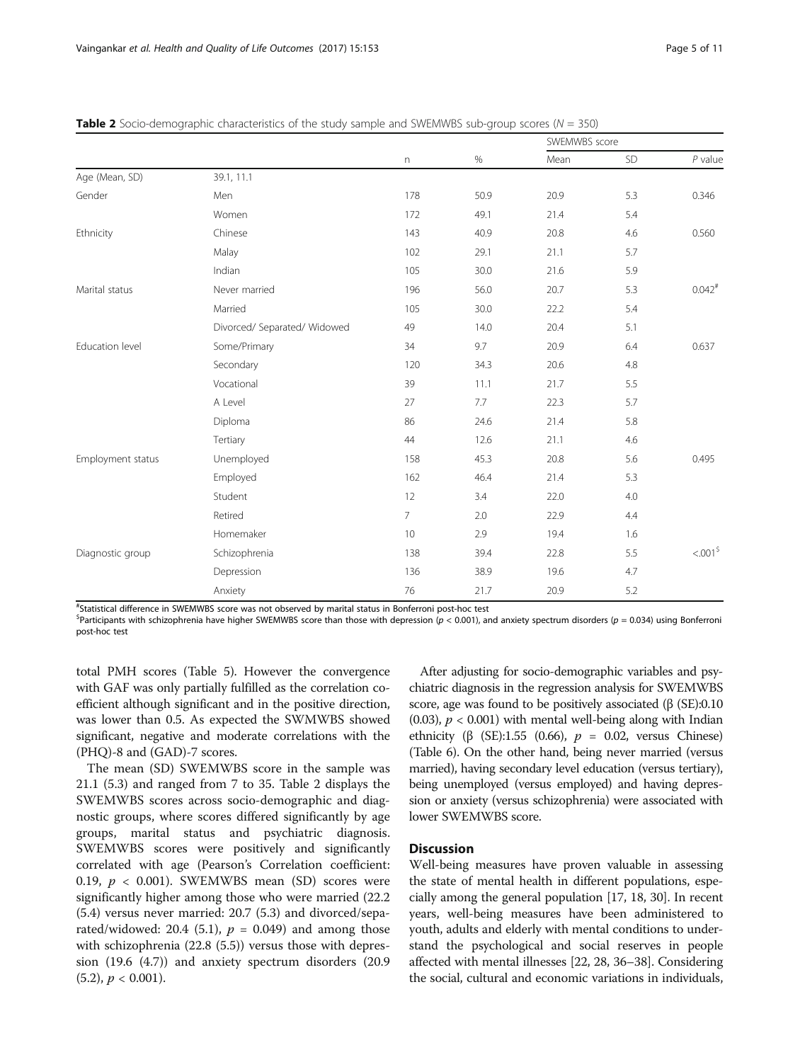**Table 2** Socio-demographic characteristics of the study sample and SWEMWBS sub-group scores ($N$ = 350)

| | | n | % | SWEMWBS score Mean | SD | $P$ value |
|---|---|---|---|---|---|---|
| Age (Mean, SD) | 39.1, 11.1 | | | | | |
| Gender | Men | 178 | 50.9 | 20.9 | 5.3 | 0.346 |
| | Women | 172 | 49.1 | 21.4 | 5.4 | |
| Ethnicity | Chinese | 143 | 40.9 | 20.8 | 4.6 | 0.560 |
| | Malay | 102 | 29.1 | 21.1 | 5.7 | |
| | Indian | 105 | 30.0 | 21.6 | 5.9 | |
| Marital status | Never married | 196 | 56.0 | 20.7 | 5.3 | 0.042[#] |
| | Married | 105 | 30.0 | 22.2 | 5.4 | |
| | Divorced/ Separated/ Widowed | 49 | 14.0 | 20.4 | 5.1 | |
| Education level | Some/Primary | 34 | 9.7 | 20.9 | 6.4 | 0.637 |
| | Secondary | 120 | 34.3 | 20.6 | 4.8 | |
| | Vocational | 39 | 11.1 | 21.7 | 5.5 | |
| | A Level | 27 | 7.7 | 22.3 | 5.7 | |
| | Diploma | 86 | 24.6 | 21.4 | 5.8 | |
| | Tertiary | 44 | 12.6 | 21.1 | 4.6 | |
| Employment status | Unemployed | 158 | 45.3 | 20.8 | 5.6 | 0.495 |
| | Employed | 162 | 46.4 | 21.4 | 5.3 | |
| | Student | 12 | 3.4 | 22.0 | 4.0 | |
| | Retired | 7 | 2.0 | 22.9 | 4.4 | |
| | Homemaker | 10 | 2.9 | 19.4 | 1.6 | |
| Diagnostic group | Schizophrenia | 138 | 39.4 | 22.8 | 5.5 | <.001[$] |
| | Depression | 136 | 38.9 | 19.6 | 4.7 | |
| | Anxiety | 76 | 21.7 | 20.9 | 5.2 | |

[#]Statistical difference in SWEMWBS score was not observed by marital status in Bonferroni post-hoc test

[$]Participants with schizophrenia have higher SWEMWBS score than those with depression ($p$ < 0.001), and anxiety spectrum disorders ($p$ = 0.034) using Bonferroni post-hoc test

total PMH scores (Table 5). However the convergence with GAF was only partially fulfilled as the correlation coefficient although significant and in the positive direction, was lower than 0.5. As expected the SWMWBS showed significant, negative and moderate correlations with the (PHQ)-8 and (GAD)-7 scores.

The mean (SD) SWEMWBS score in the sample was 21.1 (5.3) and ranged from 7 to 35. Table 2 displays the SWEMWBS scores across socio-demographic and diagnostic groups, where scores differed significantly by age groups, marital status and psychiatric diagnosis. SWEMWBS scores were positively and significantly correlated with age (Pearson's Correlation coefficient: 0.19, $p$ < 0.001). SWEMWBS mean (SD) scores were significantly higher among those who were married (22.2 (5.4) versus never married: 20.7 (5.3) and divorced/separated/widowed: 20.4 (5.1), $p$ = 0.049) and among those with schizophrenia (22.8 (5.5)) versus those with depression (19.6 (4.7)) and anxiety spectrum disorders (20.9 (5.2), $p$ < 0.001).

After adjusting for socio-demographic variables and psychiatric diagnosis in the regression analysis for SWEMWBS score, age was found to be positively associated (β (SE):0.10 (0.03), $p$ < 0.001) with mental well-being along with Indian ethnicity (β (SE):1.55 (0.66), $p$ = 0.02, versus Chinese) (Table 6). On the other hand, being never married (versus married), having secondary level education (versus tertiary), being unemployed (versus employed) and having depression or anxiety (versus schizophrenia) were associated with lower SWEMWBS score.

## Discussion

Well-being measures have proven valuable in assessing the state of mental health in different populations, especially among the general population [17, 18, 30]. In recent years, well-being measures have been administered to youth, adults and elderly with mental conditions to understand the psychological and social reserves in people affected with mental illnesses [22, 28, 36–38]. Considering the social, cultural and economic variations in individuals,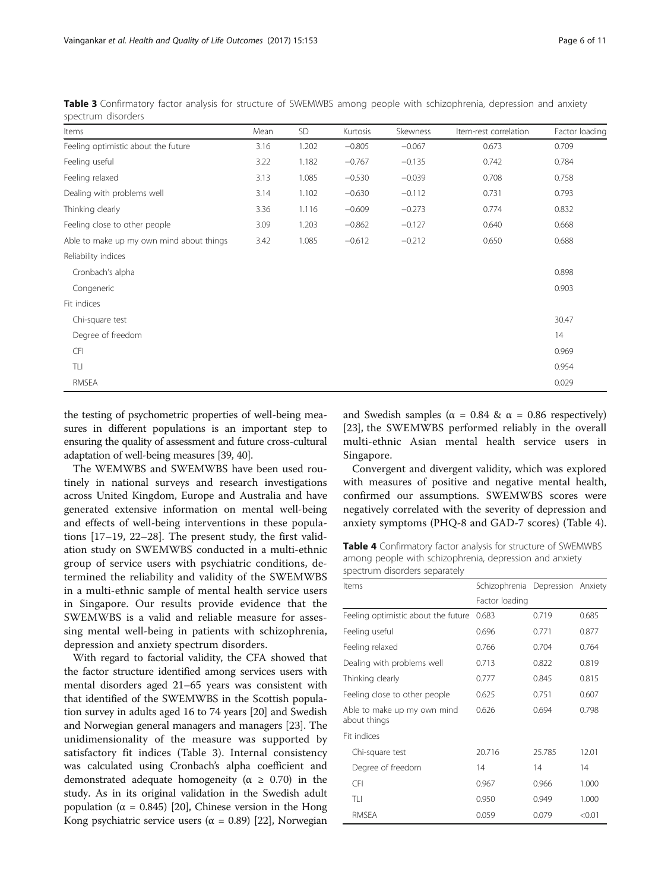**Table 3** Confirmatory factor analysis for structure of SWEMWBS among people with schizophrenia, depression and anxiety spectrum disorders

| Items | Mean | SD | Kurtosis | Skewness | Item-rest correlation | Factor loading |
|---|---|---|---|---|---|---|
| Feeling optimistic about the future | 3.16 | 1.202 | −0.805 | −0.067 | 0.673 | 0.709 |
| Feeling useful | 3.22 | 1.182 | −0.767 | −0.135 | 0.742 | 0.784 |
| Feeling relaxed | 3.13 | 1.085 | −0.530 | −0.039 | 0.708 | 0.758 |
| Dealing with problems well | 3.14 | 1.102 | −0.630 | −0.112 | 0.731 | 0.793 |
| Thinking clearly | 3.36 | 1.116 | −0.609 | −0.273 | 0.774 | 0.832 |
| Feeling close to other people | 3.09 | 1.203 | −0.862 | −0.127 | 0.640 | 0.668 |
| Able to make up my own mind about things | 3.42 | 1.085 | −0.612 | −0.212 | 0.650 | 0.688 |
| Reliability indices | | | | | | |
| Cronbach's alpha | | | | | | 0.898 |
| Congeneric | | | | | | 0.903 |
| Fit indices | | | | | | |
| Chi-square test | | | | | | 30.47 |
| Degree of freedom | | | | | | 14 |
| CFI | | | | | | 0.969 |
| TLI | | | | | | 0.954 |
| RMSEA | | | | | | 0.029 |

the testing of psychometric properties of well-being measures in different populations is an important step to ensuring the quality of assessment and future cross-cultural adaptation of well-being measures [39, 40].

The WEMWBS and SWEMWBS have been used routinely in national surveys and research investigations across United Kingdom, Europe and Australia and have generated extensive information on mental well-being and effects of well-being interventions in these populations [17–19, 22–28]. The present study, the first validation study on SWEMWBS conducted in a multi-ethnic group of service users with psychiatric conditions, determined the reliability and validity of the SWEMWBS in a multi-ethnic sample of mental health service users in Singapore. Our results provide evidence that the SWEMWBS is a valid and reliable measure for assessing mental well-being in patients with schizophrenia, depression and anxiety spectrum disorders.

With regard to factorial validity, the CFA showed that the factor structure identified among services users with mental disorders aged 21–65 years was consistent with that identified of the SWEMWBS in the Scottish population survey in adults aged 16 to 74 years [20] and Swedish and Norwegian general managers and managers [23]. The unidimensionality of the measure was supported by satisfactory fit indices (Table 3). Internal consistency was calculated using Cronbach's alpha coefficient and demonstrated adequate homogeneity ($\alpha \geq 0.70$) in the study. As in its original validation in the Swedish adult population ($\alpha = 0.845$) [20], Chinese version in the Hong Kong psychiatric service users ($\alpha = 0.89$) [22], Norwegian and Swedish samples ($\alpha = 0.84$ & $\alpha = 0.86$ respectively) [23], the SWEMWBS performed reliably in the overall multi-ethnic Asian mental health service users in Singapore.

Convergent and divergent validity, which was explored with measures of positive and negative mental health, confirmed our assumptions. SWEMWBS scores were negatively correlated with the severity of depression and anxiety symptoms (PHQ-8 and GAD-7 scores) (Table 4).

**Table 4** Confirmatory factor analysis for structure of SWEMWBS among people with schizophrenia, depression and anxiety spectrum disorders separately

| Items | Schizophrenia | Depression | Anxiety |
|---|---|---|---|
| | Factor loading | | |
| Feeling optimistic about the future | 0.683 | 0.719 | 0.685 |
| Feeling useful | 0.696 | 0.771 | 0.877 |
| Feeling relaxed | 0.766 | 0.704 | 0.764 |
| Dealing with problems well | 0.713 | 0.822 | 0.819 |
| Thinking clearly | 0.777 | 0.845 | 0.815 |
| Feeling close to other people | 0.625 | 0.751 | 0.607 |
| Able to make up my own mind about things | 0.626 | 0.694 | 0.798 |
| Fit indices | | | |
| Chi-square test | 20.716 | 25.785 | 12.01 |
| Degree of freedom | 14 | 14 | 14 |
| CFI | 0.967 | 0.966 | 1.000 |
| TLI | 0.950 | 0.949 | 1.000 |
| RMSEA | 0.059 | 0.079 | <0.01 |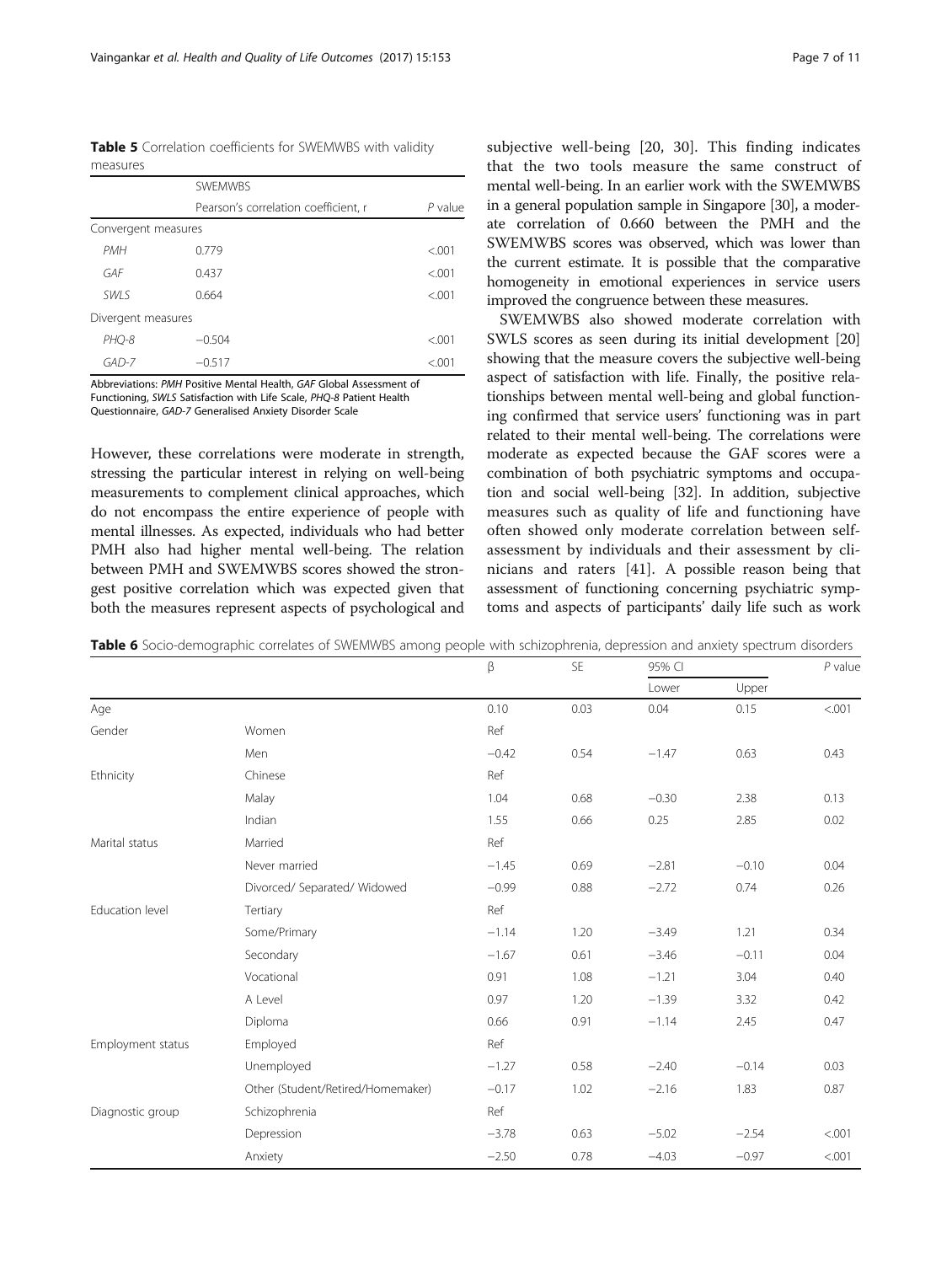**Table 5** Correlation coefficients for SWEMWBS with validity measures

| | SWEMWBS | |
|---|---|---|
| | Pearson's correlation coefficient, r | *P* value |
| Convergent measures | | |
| *PMH* | 0.779 | <.001 |
| *GAF* | 0.437 | <.001 |
| *SWLS* | 0.664 | <.001 |
| Divergent measures | | |
| *PHQ-8* | −0.504 | <.001 |
| *GAD-7* | −0.517 | <.001 |

Abbreviations: *PMH* Positive Mental Health, *GAF* Global Assessment of Functioning, *SWLS* Satisfaction with Life Scale, *PHQ-8* Patient Health Questionnaire, *GAD-7* Generalised Anxiety Disorder Scale

However, these correlations were moderate in strength, stressing the particular interest in relying on well-being measurements to complement clinical approaches, which do not encompass the entire experience of people with mental illnesses. As expected, individuals who had better PMH also had higher mental well-being. The relation between PMH and SWEMWBS scores showed the strongest positive correlation which was expected given that both the measures represent aspects of psychological and subjective well-being [20, 30]. This finding indicates that the two tools measure the same construct of mental well-being. In an earlier work with the SWEMWBS in a general population sample in Singapore [30], a moderate correlation of 0.660 between the PMH and the SWEMWBS scores was observed, which was lower than the current estimate. It is possible that the comparative homogeneity in emotional experiences in service users improved the congruence between these measures.

SWEMWBS also showed moderate correlation with SWLS scores as seen during its initial development [20] showing that the measure covers the subjective well-being aspect of satisfaction with life. Finally, the positive relationships between mental well-being and global functioning confirmed that service users' functioning was in part related to their mental well-being. The correlations were moderate as expected because the GAF scores were a combination of both psychiatric symptoms and occupation and social well-being [32]. In addition, subjective measures such as quality of life and functioning have often showed only moderate correlation between self-assessment by individuals and their assessment by clinicians and raters [41]. A possible reason being that assessment of functioning concerning psychiatric symptoms and aspects of participants' daily life such as work

**Table 6** Socio-demographic correlates of SWEMWBS among people with schizophrenia, depression and anxiety spectrum disorders

| | | β | SE | 95% CI | | *P* value |
|---|---|---|---|---|---|---|
| | | | | Lower | Upper | |
| Age | | 0.10 | 0.03 | 0.04 | 0.15 | <.001 |
| Gender | Women | Ref | | | | |
| | Men | −0.42 | 0.54 | −1.47 | 0.63 | 0.43 |
| Ethnicity | Chinese | Ref | | | | |
| | Malay | 1.04 | 0.68 | −0.30 | 2.38 | 0.13 |
| | Indian | 1.55 | 0.66 | 0.25 | 2.85 | 0.02 |
| Marital status | Married | Ref | | | | |
| | Never married | −1.45 | 0.69 | −2.81 | −0.10 | 0.04 |
| | Divorced/ Separated/ Widowed | −0.99 | 0.88 | −2.72 | 0.74 | 0.26 |
| Education level | Tertiary | Ref | | | | |
| | Some/Primary | −1.14 | 1.20 | −3.49 | 1.21 | 0.34 |
| | Secondary | −1.67 | 0.61 | −3.46 | −0.11 | 0.04 |
| | Vocational | 0.91 | 1.08 | −1.21 | 3.04 | 0.40 |
| | A Level | 0.97 | 1.20 | −1.39 | 3.32 | 0.42 |
| | Diploma | 0.66 | 0.91 | −1.14 | 2.45 | 0.47 |
| Employment status | Employed | Ref | | | | |
| | Unemployed | −1.27 | 0.58 | −2.40 | −0.14 | 0.03 |
| | Other (Student/Retired/Homemaker) | −0.17 | 1.02 | −2.16 | 1.83 | 0.87 |
| Diagnostic group | Schizophrenia | Ref | | | | |
| | Depression | −3.78 | 0.63 | −5.02 | −2.54 | <.001 |
| | Anxiety | −2.50 | 0.78 | −4.03 | −0.97 | <.001 |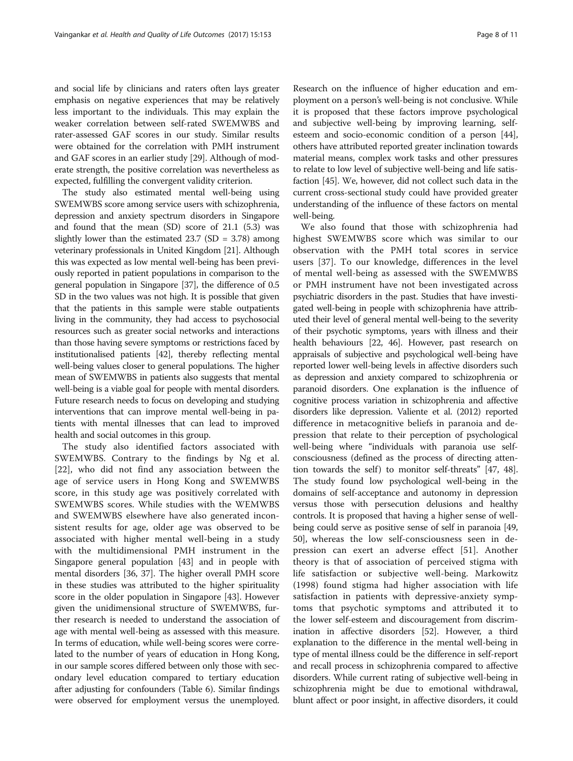and social life by clinicians and raters often lays greater emphasis on negative experiences that may be relatively less important to the individuals. This may explain the weaker correlation between self-rated SWEMWBS and rater-assessed GAF scores in our study. Similar results were obtained for the correlation with PMH instrument and GAF scores in an earlier study [29]. Although of moderate strength, the positive correlation was nevertheless as expected, fulfilling the convergent validity criterion.

The study also estimated mental well-being using SWEMWBS score among service users with schizophrenia, depression and anxiety spectrum disorders in Singapore and found that the mean (SD) score of 21.1 (5.3) was slightly lower than the estimated 23.7 (SD = 3.78) among veterinary professionals in United Kingdom [21]. Although this was expected as low mental well-being has been previously reported in patient populations in comparison to the general population in Singapore [37], the difference of 0.5 SD in the two values was not high. It is possible that given that the patients in this sample were stable outpatients living in the community, they had access to psychosocial resources such as greater social networks and interactions than those having severe symptoms or restrictions faced by institutionalised patients [42], thereby reflecting mental well-being values closer to general populations. The higher mean of SWEMWBS in patients also suggests that mental well-being is a viable goal for people with mental disorders. Future research needs to focus on developing and studying interventions that can improve mental well-being in patients with mental illnesses that can lead to improved health and social outcomes in this group.

The study also identified factors associated with SWEMWBS. Contrary to the findings by Ng et al. [22], who did not find any association between the age of service users in Hong Kong and SWEMWBS score, in this study age was positively correlated with SWEMWBS scores. While studies with the WEMWBS and SWEMWBS elsewhere have also generated inconsistent results for age, older age was observed to be associated with higher mental well-being in a study with the multidimensional PMH instrument in the Singapore general population [43] and in people with mental disorders [36, 37]. The higher overall PMH score in these studies was attributed to the higher spirituality score in the older population in Singapore [43]. However given the unidimensional structure of SWEMWBS, further research is needed to understand the association of age with mental well-being as assessed with this measure. In terms of education, while well-being scores were correlated to the number of years of education in Hong Kong, in our sample scores differed between only those with secondary level education compared to tertiary education after adjusting for confounders (Table 6). Similar findings were observed for employment versus the unemployed. Research on the influence of higher education and employment on a person's well-being is not conclusive. While it is proposed that these factors improve psychological and subjective well-being by improving learning, self-esteem and socio-economic condition of a person [44], others have attributed reported greater inclination towards material means, complex work tasks and other pressures to relate to low level of subjective well-being and life satisfaction [45]. We, however, did not collect such data in the current cross-sectional study could have provided greater understanding of the influence of these factors on mental well-being.

We also found that those with schizophrenia had highest SWEMWBS score which was similar to our observation with the PMH total scores in service users [37]. To our knowledge, differences in the level of mental well-being as assessed with the SWEMWBS or PMH instrument have not been investigated across psychiatric disorders in the past. Studies that have investigated well-being in people with schizophrenia have attributed their level of general mental well-being to the severity of their psychotic symptoms, years with illness and their health behaviours [22, 46]. However, past research on appraisals of subjective and psychological well-being have reported lower well-being levels in affective disorders such as depression and anxiety compared to schizophrenia or paranoid disorders. One explanation is the influence of cognitive process variation in schizophrenia and affective disorders like depression. Valiente et al. (2012) reported difference in metacognitive beliefs in paranoia and depression that relate to their perception of psychological well-being where "individuals with paranoia use self-consciousness (defined as the process of directing attention towards the self) to monitor self-threats" [47, 48]. The study found low psychological well-being in the domains of self-acceptance and autonomy in depression versus those with persecution delusions and healthy controls. It is proposed that having a higher sense of well-being could serve as positive sense of self in paranoia [49, 50], whereas the low self-consciousness seen in depression can exert an adverse effect [51]. Another theory is that of association of perceived stigma with life satisfaction or subjective well-being. Markowitz (1998) found stigma had higher association with life satisfaction in patients with depressive-anxiety symptoms that psychotic symptoms and attributed it to the lower self-esteem and discouragement from discrimination in affective disorders [52]. However, a third explanation to the difference in the mental well-being in type of mental illness could be the difference in self-report and recall process in schizophrenia compared to affective disorders. While current rating of subjective well-being in schizophrenia might be due to emotional withdrawal, blunt affect or poor insight, in affective disorders, it could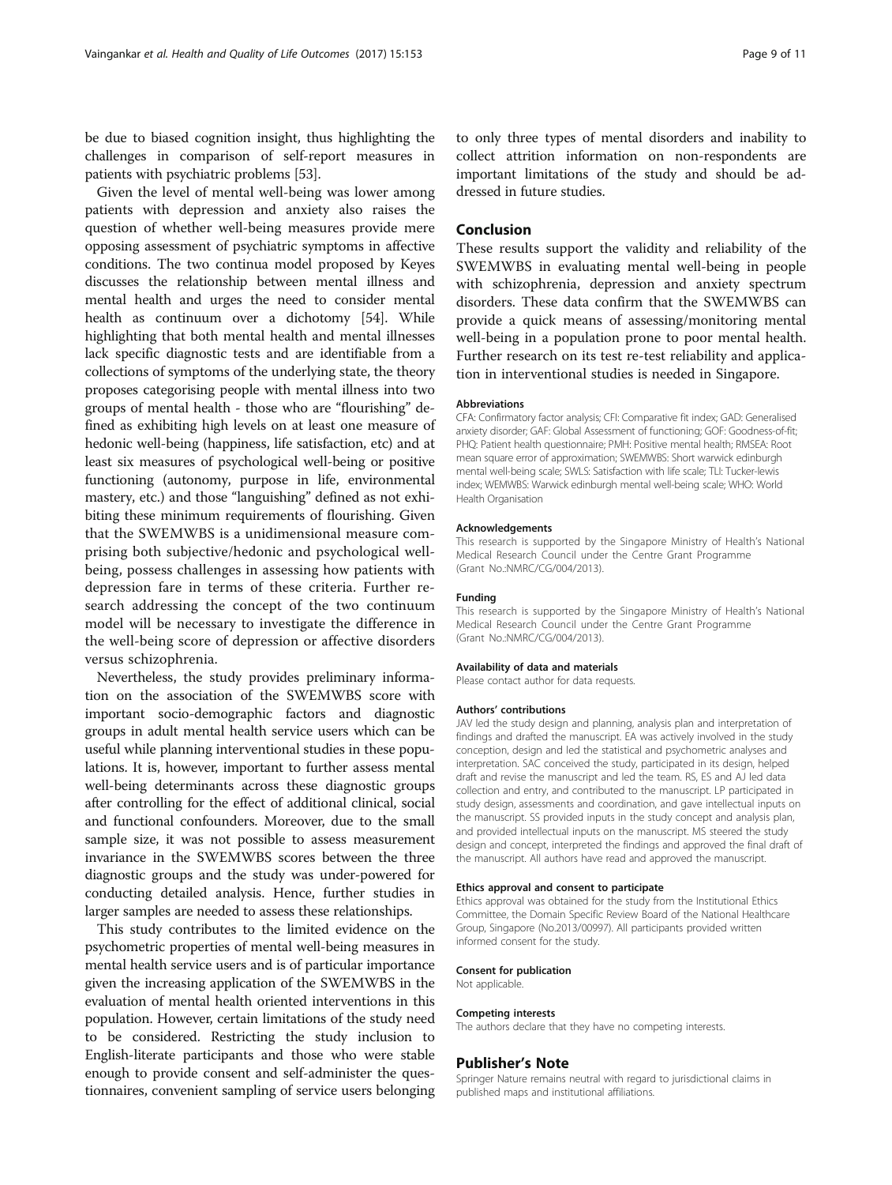be due to biased cognition insight, thus highlighting the challenges in comparison of self-report measures in patients with psychiatric problems [53].

Given the level of mental well-being was lower among patients with depression and anxiety also raises the question of whether well-being measures provide mere opposing assessment of psychiatric symptoms in affective conditions. The two continua model proposed by Keyes discusses the relationship between mental illness and mental health and urges the need to consider mental health as continuum over a dichotomy [54]. While highlighting that both mental health and mental illnesses lack specific diagnostic tests and are identifiable from a collections of symptoms of the underlying state, the theory proposes categorising people with mental illness into two groups of mental health - those who are "flourishing" defined as exhibiting high levels on at least one measure of hedonic well-being (happiness, life satisfaction, etc) and at least six measures of psychological well-being or positive functioning (autonomy, purpose in life, environmental mastery, etc.) and those "languishing" defined as not exhibiting these minimum requirements of flourishing. Given that the SWEMWBS is a unidimensional measure comprising both subjective/hedonic and psychological well-being, possess challenges in assessing how patients with depression fare in terms of these criteria. Further research addressing the concept of the two continuum model will be necessary to investigate the difference in the well-being score of depression or affective disorders versus schizophrenia.

Nevertheless, the study provides preliminary information on the association of the SWEMWBS score with important socio-demographic factors and diagnostic groups in adult mental health service users which can be useful while planning interventional studies in these populations. It is, however, important to further assess mental well-being determinants across these diagnostic groups after controlling for the effect of additional clinical, social and functional confounders. Moreover, due to the small sample size, it was not possible to assess measurement invariance in the SWEMWBS scores between the three diagnostic groups and the study was under-powered for conducting detailed analysis. Hence, further studies in larger samples are needed to assess these relationships.

This study contributes to the limited evidence on the psychometric properties of mental well-being measures in mental health service users and is of particular importance given the increasing application of the SWEMWBS in the evaluation of mental health oriented interventions in this population. However, certain limitations of the study need to be considered. Restricting the study inclusion to English-literate participants and those who were stable enough to provide consent and self-administer the questionnaires, convenient sampling of service users belonging to only three types of mental disorders and inability to collect attrition information on non-respondents are important limitations of the study and should be addressed in future studies.

## Conclusion

These results support the validity and reliability of the SWEMWBS in evaluating mental well-being in people with schizophrenia, depression and anxiety spectrum disorders. These data confirm that the SWEMWBS can provide a quick means of assessing/monitoring mental well-being in a population prone to poor mental health. Further research on its test re-test reliability and application in interventional studies is needed in Singapore.

#### Abbreviations

CFA: Confirmatory factor analysis; CFI: Comparative fit index; GAD: Generalised anxiety disorder; GAF: Global Assessment of functioning; GOF: Goodness-of-fit; PHQ: Patient health questionnaire; PMH: Positive mental health; RMSEA: Root mean square error of approximation; SWEMWBS: Short warwick edinburgh mental well-being scale; SWLS: Satisfaction with life scale; TLI: Tucker-lewis index; WEMWBS: Warwick edinburgh mental well-being scale; WHO: World Health Organisation

#### Acknowledgements

This research is supported by the Singapore Ministry of Health's National Medical Research Council under the Centre Grant Programme (Grant No.:NMRC/CG/004/2013).

#### Funding

This research is supported by the Singapore Ministry of Health's National Medical Research Council under the Centre Grant Programme (Grant No.:NMRC/CG/004/2013).

#### Availability of data and materials

Please contact author for data requests.

#### Authors' contributions

JAV led the study design and planning, analysis plan and interpretation of findings and drafted the manuscript. EA was actively involved in the study conception, design and led the statistical and psychometric analyses and interpretation. SAC conceived the study, participated in its design, helped draft and revise the manuscript and led the team. RS, ES and AJ led data collection and entry, and contributed to the manuscript. LP participated in study design, assessments and coordination, and gave intellectual inputs on the manuscript. SS provided inputs in the study concept and analysis plan, and provided intellectual inputs on the manuscript. MS steered the study design and concept, interpreted the findings and approved the final draft of the manuscript. All authors have read and approved the manuscript.

#### Ethics approval and consent to participate

Ethics approval was obtained for the study from the Institutional Ethics Committee, the Domain Specific Review Board of the National Healthcare Group, Singapore (No.2013/00997). All participants provided written informed consent for the study.

#### Consent for publication

Not applicable.

#### Competing interests

The authors declare that they have no competing interests.

## Publisher's Note

Springer Nature remains neutral with regard to jurisdictional claims in published maps and institutional affiliations.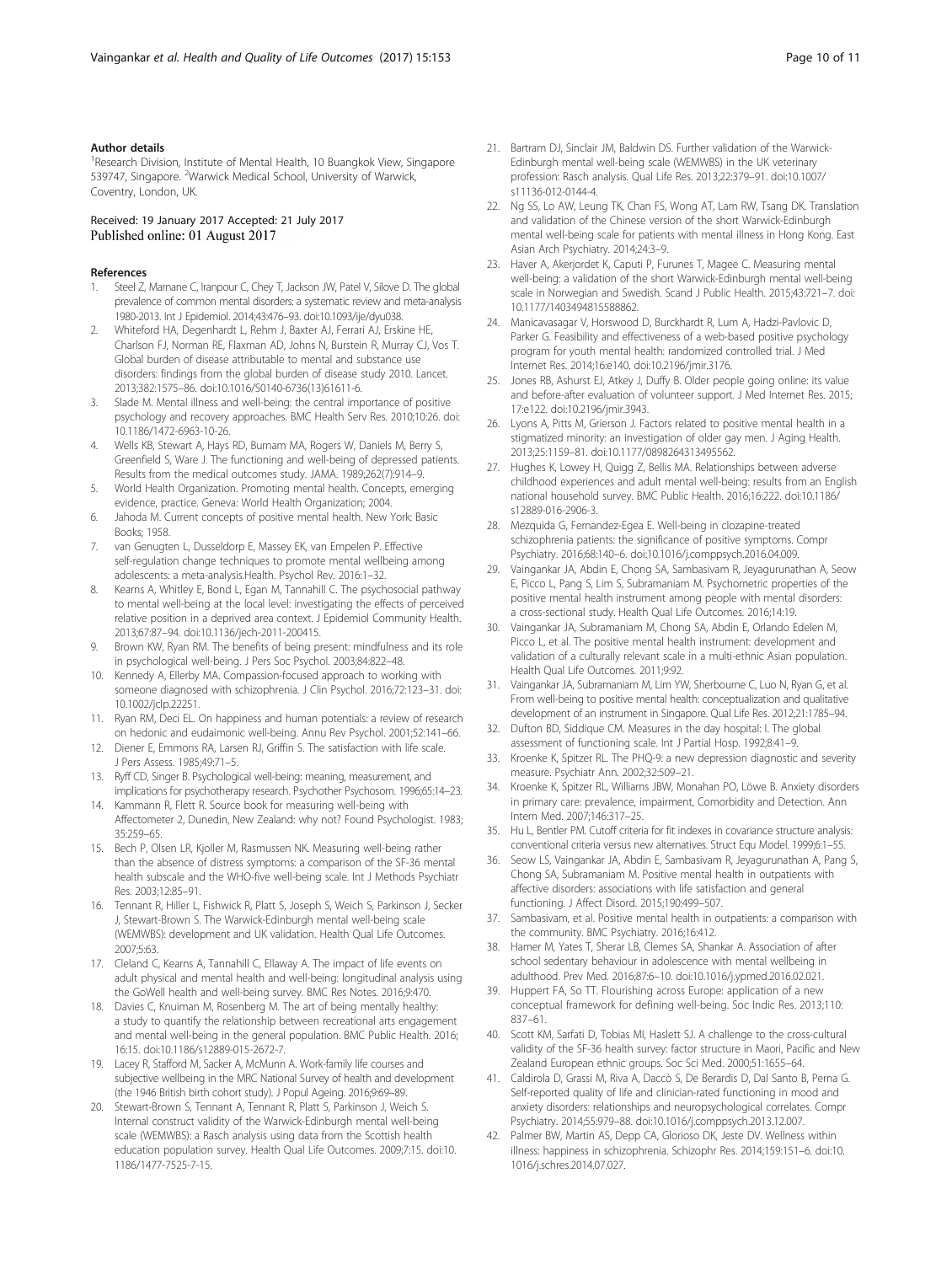#### Author details

[1]Research Division, Institute of Mental Health, 10 Buangkok View, Singapore 539747, Singapore. [2]Warwick Medical School, University of Warwick, Coventry, London, UK.

Received: 19 January 2017 Accepted: 21 July 2017
Published online: 01 August 2017

#### References

1. Steel Z, Marnane C, Iranpour C, Chey T, Jackson JW, Patel V, Silove D. The global prevalence of common mental disorders: a systematic review and meta-analysis 1980-2013. Int J Epidemiol. 2014;43:476–93. doi:10.1093/ije/dyu038.
2. Whiteford HA, Degenhardt L, Rehm J, Baxter AJ, Ferrari AJ, Erskine HE, Charlson FJ, Norman RE, Flaxman AD, Johns N, Burstein R, Murray CJ, Vos T. Global burden of disease attributable to mental and substance use disorders: findings from the global burden of disease study 2010. Lancet. 2013;382:1575–86. doi:10.1016/S0140-6736(13)61611-6.
3. Slade M. Mental illness and well-being: the central importance of positive psychology and recovery approaches. BMC Health Serv Res. 2010;10:26. doi: 10.1186/1472-6963-10-26.
4. Wells KB, Stewart A, Hays RD, Burnam MA, Rogers W, Daniels M, Berry S, Greenfield S, Ware J. The functioning and well-being of depressed patients. Results from the medical outcomes study. JAMA. 1989;262(7):914–9.
5. World Health Organization. Promoting mental health. Concepts, emerging evidence, practice. Geneva: World Health Organization; 2004.
6. Jahoda M. Current concepts of positive mental health. New York: Basic Books; 1958.
7. van Genugten L, Dusseldorp E, Massey EK, van Empelen P. Effective self-regulation change techniques to promote mental wellbeing among adolescents: a meta-analysis.Health. Psychol Rev. 2016:1–32.
8. Kearns A, Whitley E, Bond L, Egan M, Tannahill C. The psychosocial pathway to mental well-being at the local level: investigating the effects of perceived relative position in a deprived area context. J Epidemiol Community Health. 2013;67:87–94. doi:10.1136/jech-2011-200415.
9. Brown KW, Ryan RM. The benefits of being present: mindfulness and its role in psychological well-being. J Pers Soc Psychol. 2003;84:822–48.
10. Kennedy A, Ellerby MA. Compassion-focused approach to working with someone diagnosed with schizophrenia. J Clin Psychol. 2016;72:123–31. doi: 10.1002/jclp.22251.
11. Ryan RM, Deci EL. On happiness and human potentials: a review of research on hedonic and eudaimonic well-being. Annu Rev Psychol. 2001;52:141–66.
12. Diener E, Emmons RA, Larsen RJ, Griffin S. The satisfaction with life scale. J Pers Assess. 1985;49:71–5.
13. Ryff CD, Singer B. Psychological well-being: meaning, measurement, and implications for psychotherapy research. Psychother Psychosom. 1996;65:14–23.
14. Kammann R, Flett R. Source book for measuring well-being with Affectometer 2, Dunedin, New Zealand: why not? Found Psychologist. 1983; 35:259–65.
15. Bech P, Olsen LR, Kjoller M, Rasmussen NK. Measuring well-being rather than the absence of distress symptoms: a comparison of the SF-36 mental health subscale and the WHO-five well-being scale. Int J Methods Psychiatr Res. 2003;12:85–91.
16. Tennant R, Hiller L, Fishwick R, Platt S, Joseph S, Weich S, Parkinson J, Secker J, Stewart-Brown S. The Warwick-Edinburgh mental well-being scale (WEMWBS): development and UK validation. Health Qual Life Outcomes. 2007;5:63.
17. Cleland C, Kearns A, Tannahill C, Ellaway A. The impact of life events on adult physical and mental health and well-being: longitudinal analysis using the GoWell health and well-being survey. BMC Res Notes. 2016;9:470.
18. Davies C, Knuiman M, Rosenberg M. The art of being mentally healthy: a study to quantify the relationship between recreational arts engagement and mental well-being in the general population. BMC Public Health. 2016; 16:15. doi:10.1186/s12889-015-2672-7.
19. Lacey R, Stafford M, Sacker A, McMunn A. Work-family life courses and subjective wellbeing in the MRC National Survey of health and development (the 1946 British birth cohort study). J Popul Ageing. 2016;9:69–89.
20. Stewart-Brown S, Tennant A, Tennant R, Platt S, Parkinson J, Weich S. Internal construct validity of the Warwick-Edinburgh mental well-being scale (WEMWBS): a Rasch analysis using data from the Scottish health education population survey. Health Qual Life Outcomes. 2009;7:15. doi:10. 1186/1477-7525-7-15.
21. Bartram DJ, Sinclair JM, Baldwin DS. Further validation of the Warwick-Edinburgh mental well-being scale (WEMWBS) in the UK veterinary profession: Rasch analysis. Qual Life Res. 2013;22:379–91. doi:10.1007/ s11136-012-0144-4.
22. Ng SS, Lo AW, Leung TK, Chan FS, Wong AT, Lam RW, Tsang DK. Translation and validation of the Chinese version of the short Warwick-Edinburgh mental well-being scale for patients with mental illness in Hong Kong. East Asian Arch Psychiatry. 2014;24:3–9.
23. Haver A, Akerjordet K, Caputi P, Furunes T, Magee C. Measuring mental well-being: a validation of the short Warwick-Edinburgh mental well-being scale in Norwegian and Swedish. Scand J Public Health. 2015;43:721–7. doi: 10.1177/1403494815588862.
24. Manicavasagar V, Horswood D, Burckhardt R, Lum A, Hadzi-Pavlovic D, Parker G. Feasibility and effectiveness of a web-based positive psychology program for youth mental health: randomized controlled trial. J Med Internet Res. 2014;16:e140. doi:10.2196/jmir.3176.
25. Jones RB, Ashurst EJ, Atkey J, Duffy B. Older people going online: its value and before-after evaluation of volunteer support. J Med Internet Res. 2015; 17:e122. doi:10.2196/jmir.3943.
26. Lyons A, Pitts M, Grierson J. Factors related to positive mental health in a stigmatized minority: an investigation of older gay men. J Aging Health. 2013;25:1159–81. doi:10.1177/0898264313495562.
27. Hughes K, Lowey H, Quigg Z, Bellis MA. Relationships between adverse childhood experiences and adult mental well-being: results from an English national household survey. BMC Public Health. 2016;16:222. doi:10.1186/ s12889-016-2906-3.
28. Mezquida G, Fernandez-Egea E. Well-being in clozapine-treated schizophrenia patients: the significance of positive symptoms. Compr Psychiatry. 2016;68:140–6. doi:10.1016/j.comppsych.2016.04.009.
29. Vaingankar JA, Abdin E, Chong SA, Sambasivam R, Jeyagurunathan A, Seow E, Picco L, Pang S, Lim S, Subramaniam M. Psychometric properties of the positive mental health instrument among people with mental disorders: a cross-sectional study. Health Qual Life Outcomes. 2016;14:19.
30. Vaingankar JA, Subramaniam M, Chong SA, Abdin E, Orlando Edelen M, Picco L, et al. The positive mental health instrument: development and validation of a culturally relevant scale in a multi-ethnic Asian population. Health Qual Life Outcomes. 2011;9:92.
31. Vaingankar JA, Subramaniam M, Lim YW, Sherbourne C, Luo N, Ryan G, et al. From well-being to positive mental health: conceptualization and qualitative development of an instrument in Singapore. Qual Life Res. 2012;21:1785–94.
32. Dufton BD, Siddique CM. Measures in the day hospital: I. The global assessment of functioning scale. Int J Partial Hosp. 1992;8:41–9.
33. Kroenke K, Spitzer RL. The PHQ-9: a new depression diagnostic and severity measure. Psychiatr Ann. 2002;32:509–21.
34. Kroenke K, Spitzer RL, Williams JBW, Monahan PO, Löwe B. Anxiety disorders in primary care: prevalence, impairment, Comorbidity and Detection. Ann Intern Med. 2007;146:317–25.
35. Hu L, Bentler PM. Cutoff criteria for fit indexes in covariance structure analysis: conventional criteria versus new alternatives. Struct Equ Model. 1999;6:1–55.
36. Seow LS, Vaingankar JA, Abdin E, Sambasivam R, Jeyagurunathan A, Pang S, Chong SA, Subramaniam M. Positive mental health in outpatients with affective disorders: associations with life satisfaction and general functioning. J Affect Disord. 2015;190:499–507.
37. Sambasivam, et al. Positive mental health in outpatients: a comparison with the community. BMC Psychiatry. 2016;16:412.
38. Hamer M, Yates T, Sherar LB, Clemes SA, Shankar A. Association of after school sedentary behaviour in adolescence with mental wellbeing in adulthood. Prev Med. 2016;87:6–10. doi:10.1016/j.ypmed.2016.02.021.
39. Huppert FA, So TT. Flourishing across Europe: application of a new conceptual framework for defining well-being. Soc Indic Res. 2013;110: 837–61.
40. Scott KM, Sarfati D, Tobias MI, Haslett SJ. A challenge to the cross-cultural validity of the SF-36 health survey: factor structure in Maori, Pacific and New Zealand European ethnic groups. Soc Sci Med. 2000;51:1655–64.
41. Caldirola D, Grassi M, Riva A, Daccò S, De Berardis D, Dal Santo B, Perna G. Self-reported quality of life and clinician-rated functioning in mood and anxiety disorders: relationships and neuropsychological correlates. Compr Psychiatry. 2014;55:979–88. doi:10.1016/j.comppsych.2013.12.007.
42. Palmer BW, Martin AS, Depp CA, Glorioso DK, Jeste DV. Wellness within illness: happiness in schizophrenia. Schizophr Res. 2014;159:151–6. doi:10. 1016/j.schres.2014.07.027.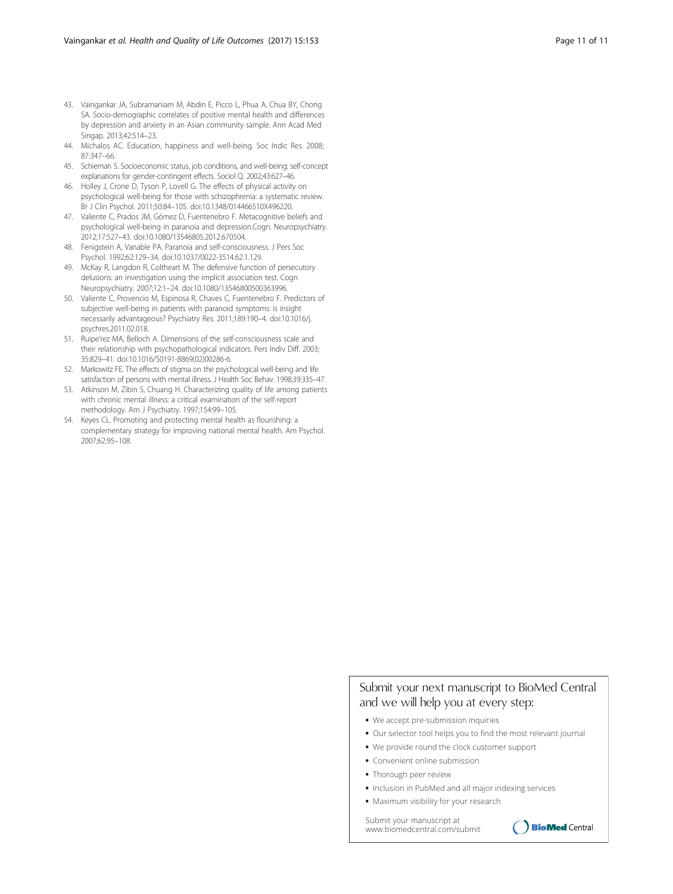43. Vaingankar JA, Subramaniam M, Abdin E, Picco L, Phua A, Chua BY, Chong SA. Socio-demographic correlates of positive mental health and differences by depression and anxiety in an Asian community sample. Ann Acad Med Singap. 2013;42:514–23.
44. Michalos AC. Education, happiness and well-being. Soc Indic Res. 2008; 87:347–66.
45. Schieman S. Socioeconomic status, job conditions, and well-being: self-concept explanations for gender-contingent effects. Sociol Q. 2002;43:627–46.
46. Holley J, Crone D, Tyson P, Lovell G. The effects of physical activity on psychological well-being for those with schizophrenia: a systematic review. Br J Clin Psychol. 2011;50:84–105. doi:10.1348/014466510X496220.
47. Valiente C, Prados JM, Gómez D, Fuentenebro F. Metacognitive beliefs and psychological well-being in paranoia and depression.Cogn. Neuropsychiatry. 2012;17:527–43. doi:10.1080/13546805.2012.670504.
48. Fenigstein A, Vanable PA. Paranoia and self-consciousness. J Pers Soc Psychol. 1992;62:129–34. doi:10.1037/0022-3514.62.1.129.
49. McKay R, Langdon R, Coltheart M. The defensive function of persecutory delusions: an investigation using the implicit association test. Cogn Neuropsychiatry. 2007;12:1–24. doi:10.1080/13546800500363996.
50. Valiente C, Provencio M, Espinosa R, Chaves C, Fuentenebro F. Predictors of subjective well-being in patients with paranoid symptoms: is insight necessarily advantageous? Psychiatry Res. 2011;189:190–4. doi:10.1016/j.psychres.2011.02.018.
51. Ruipe'rez MA, Belloch A. Dimensions of the self-consciousness scale and their relationship with psychopathological indicators. Pers Indiv Diff. 2003; 35:829–41. doi:10.1016/S0191-8869(02)00286-6.
52. Markowitz FE. The effects of stigma on the psychological well-being and life satisfaction of persons with mental illness. J Health Soc Behav. 1998;39:335–47.
53. Atkinson M, Zibin S, Chuang H. Characterizing quality of life among patients with chronic mental illness: a critical examination of the self-report methodology. Am J Psychiatry. 1997;154:99–105.
54. Keyes CL. Promoting and protecting mental health as flourishing: a complementary strategy for improving national mental health. Am Psychol. 2007;62:95–108.

Submit your next manuscript to BioMed Central and we will help you at every step:

- We accept pre-submission inquiries
- Our selector tool helps you to find the most relevant journal
- We provide round the clock customer support
- Convenient online submission
- Thorough peer review
- Inclusion in PubMed and all major indexing services
- Maximum visibility for your research

Submit your manuscript at www.biomedcentral.com/submit

BioMed Central